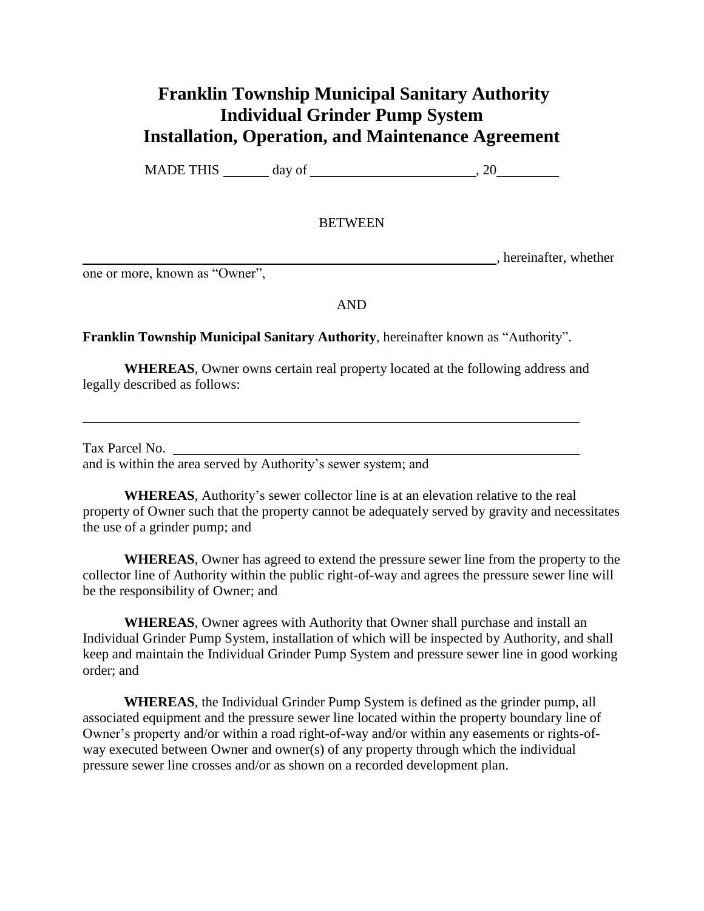# Franklin Township Municipal Sanitary Authority
# Individual Grinder Pump System
# Installation, Operation, and Maintenance Agreement

MADE THIS _______ day of ________________________, 20_________

BETWEEN

____________________________________________________________, hereinafter, whether one or more, known as "Owner",

AND

**Franklin Township Municipal Sanitary Authority**, hereinafter known as "Authority".

**WHEREAS**, Owner owns certain real property located at the following address and legally described as follows:

____________________________________________________________________________

Tax Parcel No. ______________________________________________________________
and is within the area served by Authority's sewer system; and

**WHEREAS**, Authority's sewer collector line is at an elevation relative to the real property of Owner such that the property cannot be adequately served by gravity and necessitates the use of a grinder pump; and

**WHEREAS**, Owner has agreed to extend the pressure sewer line from the property to the collector line of Authority within the public right-of-way and agrees the pressure sewer line will be the responsibility of Owner; and

**WHEREAS**, Owner agrees with Authority that Owner shall purchase and install an Individual Grinder Pump System, installation of which will be inspected by Authority, and shall keep and maintain the Individual Grinder Pump System and pressure sewer line in good working order; and

**WHEREAS**, the Individual Grinder Pump System is defined as the grinder pump, all associated equipment and the pressure sewer line located within the property boundary line of Owner's property and/or within a road right-of-way and/or within any easements or rights-of-way executed between Owner and owner(s) of any property through which the individual pressure sewer line crosses and/or as shown on a recorded development plan.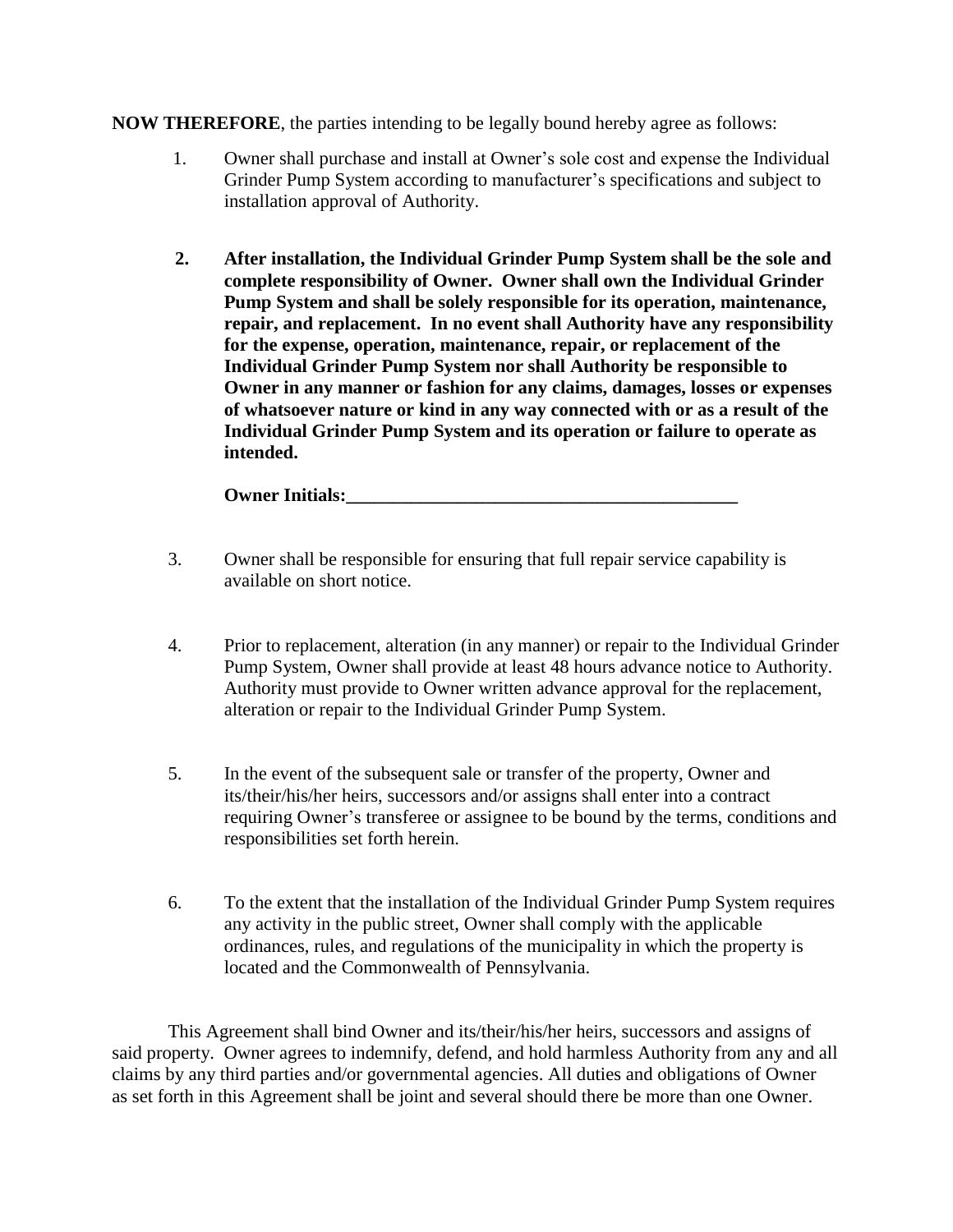**NOW THEREFORE**, the parties intending to be legally bound hereby agree as follows:

1. Owner shall purchase and install at Owner's sole cost and expense the Individual Grinder Pump System according to manufacturer's specifications and subject to installation approval of Authority.

2. **After installation, the Individual Grinder Pump System shall be the sole and complete responsibility of Owner. Owner shall own the Individual Grinder Pump System and shall be solely responsible for its operation, maintenance, repair, and replacement. In no event shall Authority have any responsibility for the expense, operation, maintenance, repair, or replacement of the Individual Grinder Pump System nor shall Authority be responsible to Owner in any manner or fashion for any claims, damages, losses or expenses of whatsoever nature or kind in any way connected with or as a result of the Individual Grinder Pump System and its operation or failure to operate as intended.**

   **Owner Initials:\_\_\_\_\_\_\_\_\_\_\_\_\_\_\_\_\_\_\_\_\_\_\_\_\_\_\_\_\_\_\_\_\_\_\_\_\_\_\_\_\_\_\_\_**

3. Owner shall be responsible for ensuring that full repair service capability is available on short notice.

4. Prior to replacement, alteration (in any manner) or repair to the Individual Grinder Pump System, Owner shall provide at least 48 hours advance notice to Authority. Authority must provide to Owner written advance approval for the replacement, alteration or repair to the Individual Grinder Pump System.

5. In the event of the subsequent sale or transfer of the property, Owner and its/their/his/her heirs, successors and/or assigns shall enter into a contract requiring Owner's transferee or assignee to be bound by the terms, conditions and responsibilities set forth herein.

6. To the extent that the installation of the Individual Grinder Pump System requires any activity in the public street, Owner shall comply with the applicable ordinances, rules, and regulations of the municipality in which the property is located and the Commonwealth of Pennsylvania.

This Agreement shall bind Owner and its/their/his/her heirs, successors and assigns of said property. Owner agrees to indemnify, defend, and hold harmless Authority from any and all claims by any third parties and/or governmental agencies. All duties and obligations of Owner as set forth in this Agreement shall be joint and several should there be more than one Owner.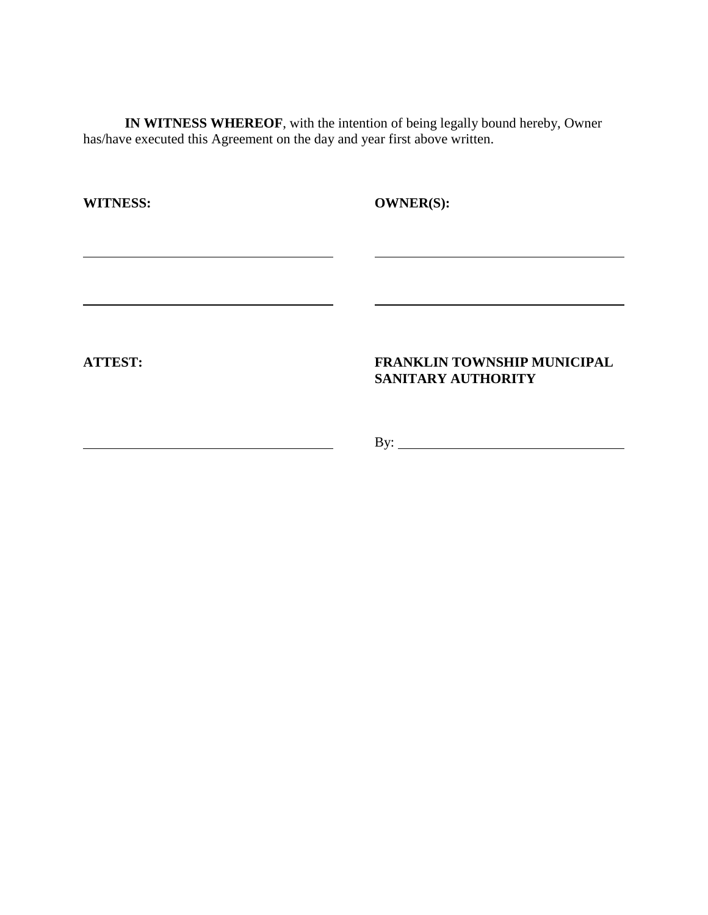**IN WITNESS WHEREOF**, with the intention of being legally bound hereby, Owner has/have executed this Agreement on the day and year first above written.

| **WITNESS:** | **OWNER(S):** |
| --- | --- |
| ______________________________ | ______________________________ |
| ______________________________ | ______________________________ |

| **ATTEST:** | **FRANKLIN TOWNSHIP MUNICIPAL SANITARY AUTHORITY** |
| --- | --- |
| ______________________________ | By: ______________________________ |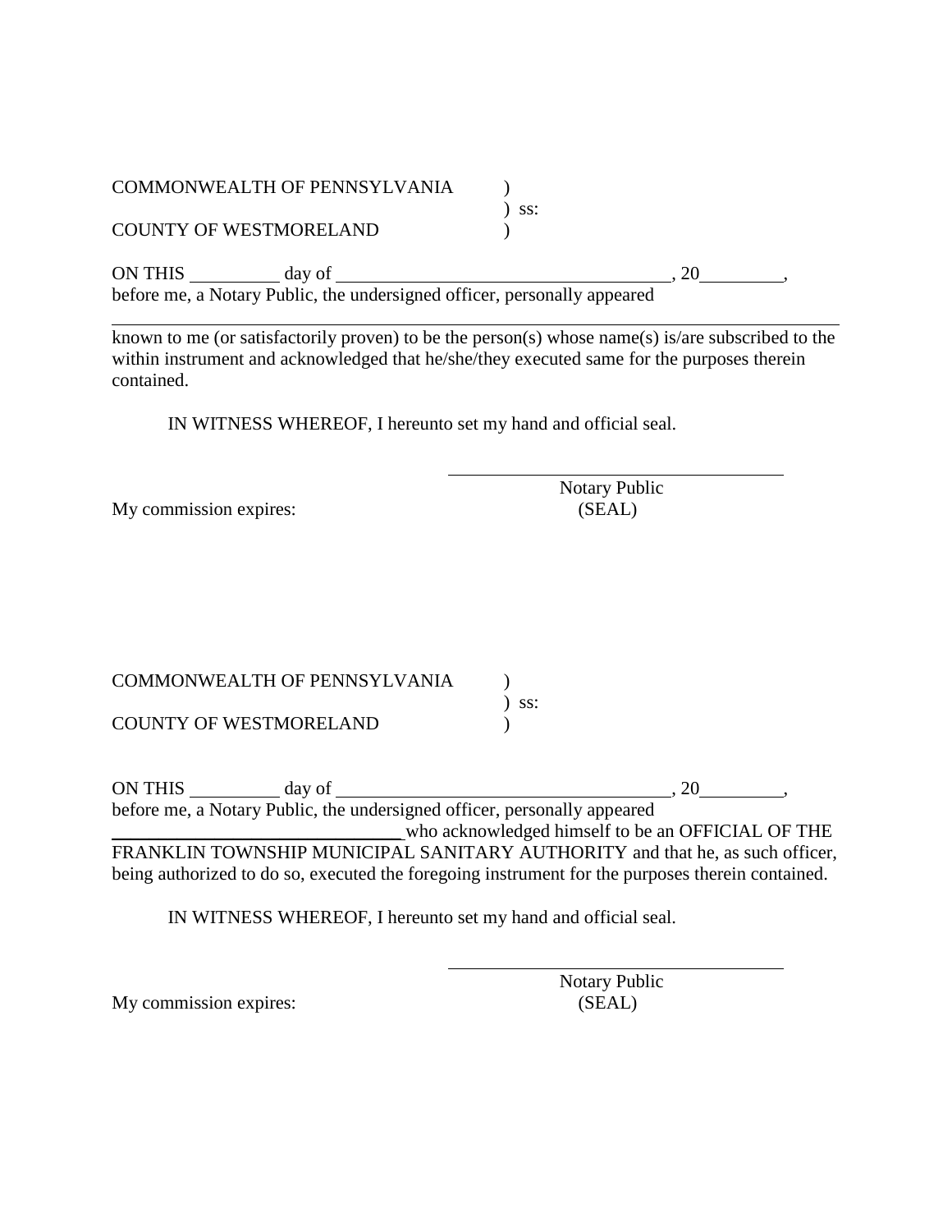COMMONWEALTH OF PENNSYLVANIA )
) ss:
COUNTY OF WESTMORELAND )

ON THIS __________ day of ____________________________________, 20_________,
before me, a Notary Public, the undersigned officer, personally appeared
_______________________________________________________________________________
known to me (or satisfactorily proven) to be the person(s) whose name(s) is/are subscribed to the within instrument and acknowledged that he/she/they executed same for the purposes therein contained.

IN WITNESS WHEREOF, I hereunto set my hand and official seal.

_____________________________________
Notary Public
(SEAL)

My commission expires:

COMMONWEALTH OF PENNSYLVANIA )
) ss:
COUNTY OF WESTMORELAND )

ON THIS __________ day of ____________________________________, 20_________,
before me, a Notary Public, the undersigned officer, personally appeared
________________________________ who acknowledged himself to be an OFFICIAL OF THE FRANKLIN TOWNSHIP MUNICIPAL SANITARY AUTHORITY and that he, as such officer, being authorized to do so, executed the foregoing instrument for the purposes therein contained.

IN WITNESS WHEREOF, I hereunto set my hand and official seal.

_____________________________________
Notary Public
(SEAL)

My commission expires: